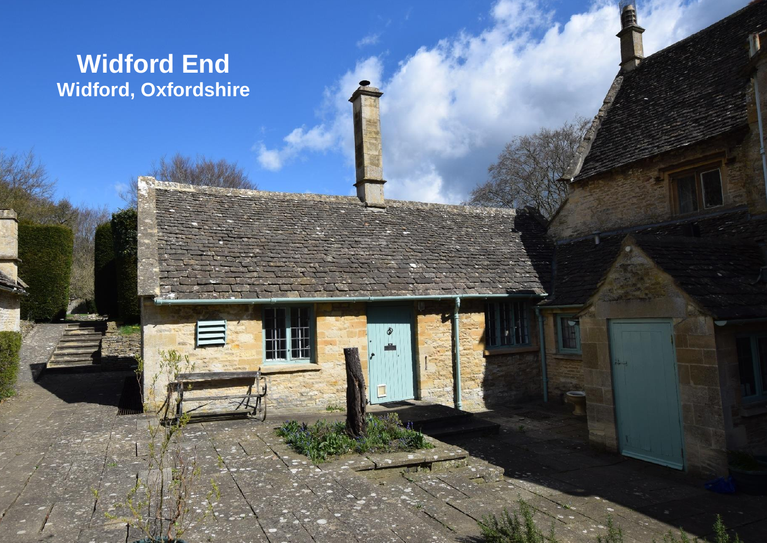# Widford End

**Widford, Oxfordshire**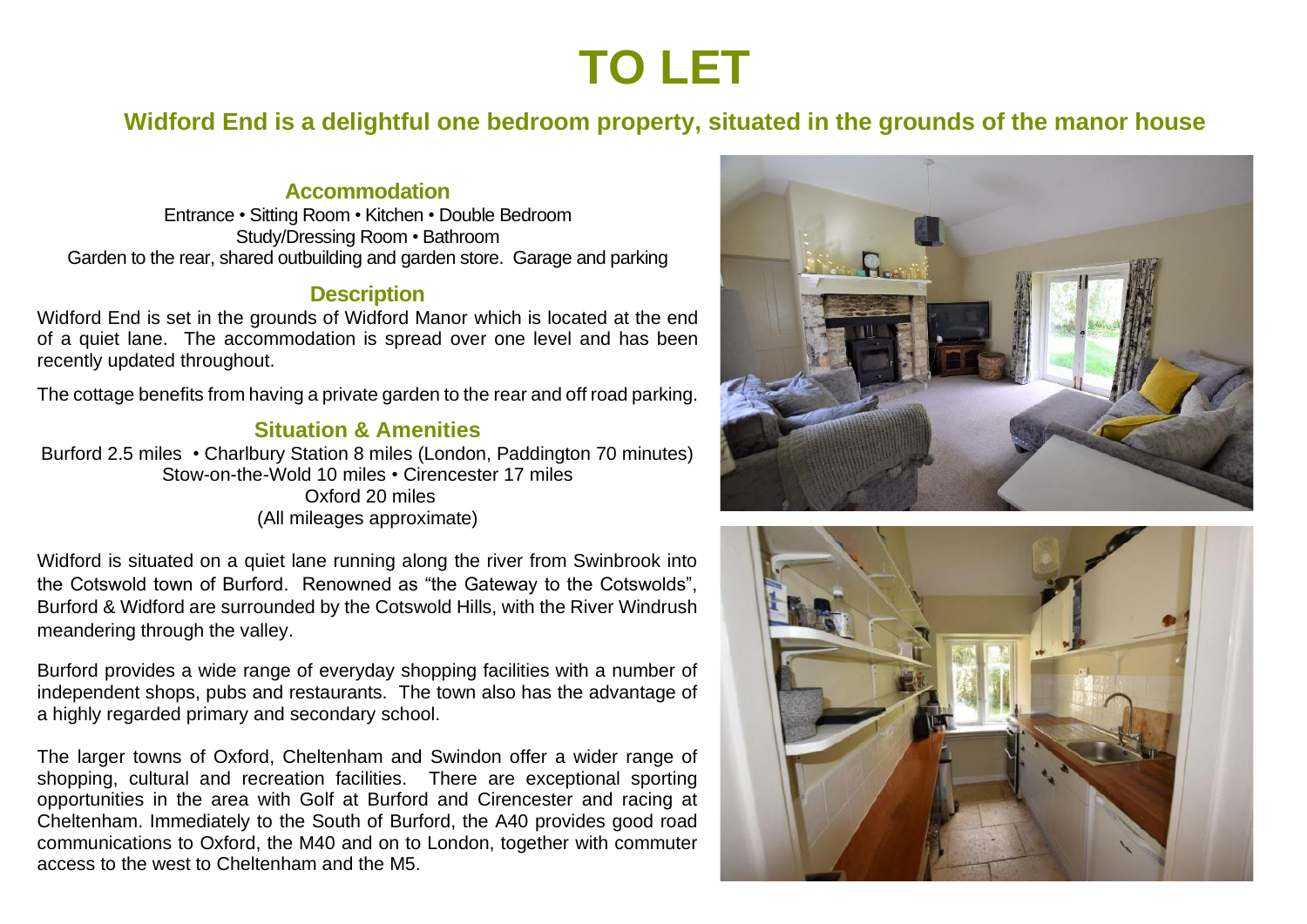# TO LET

## Widford End is a delightful one bedroom property, situated in the grounds of the manor house

### Accommodation

Entrance • Sitting Room • Kitchen • Double Bedroom
Study/Dressing Room • Bathroom
Garden to the rear, shared outbuilding and garden store. Garage and parking

### Description

Widford End is set in the grounds of Widford Manor which is located at the end of a quiet lane. The accommodation is spread over one level and has been recently updated throughout.

The cottage benefits from having a private garden to the rear and off road parking.

### Situation & Amenities

Burford 2.5 miles • Charlbury Station 8 miles (London, Paddington 70 minutes)
Stow-on-the-Wold 10 miles • Cirencester 17 miles
Oxford 20 miles
(All mileages approximate)

Widford is situated on a quiet lane running along the river from Swinbrook into the Cotswold town of Burford. Renowned as "the Gateway to the Cotswolds", Burford & Widford are surrounded by the Cotswold Hills, with the River Windrush meandering through the valley.

Burford provides a wide range of everyday shopping facilities with a number of independent shops, pubs and restaurants. The town also has the advantage of a highly regarded primary and secondary school.

The larger towns of Oxford, Cheltenham and Swindon offer a wider range of shopping, cultural and recreation facilities. There are exceptional sporting opportunities in the area with Golf at Burford and Cirencester and racing at Cheltenham. Immediately to the South of Burford, the A40 provides good road communications to Oxford, the M40 and on to London, together with commuter access to the west to Cheltenham and the M5.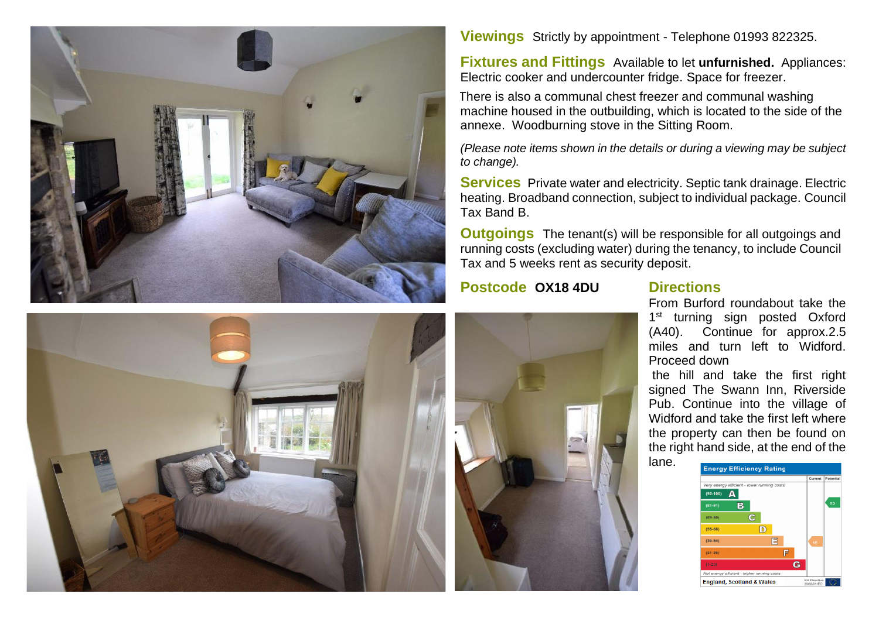**Viewings** Strictly by appointment - Telephone 01993 822325.

**Fixtures and Fittings** Available to let **unfurnished.** Appliances: Electric cooker and undercounter fridge. Space for freezer.

There is also a communal chest freezer and communal washing machine housed in the outbuilding, which is located to the side of the annexe. Woodburning stove in the Sitting Room.

*(Please note items shown in the details or during a viewing may be subject to change).*

**Services** Private water and electricity. Septic tank drainage. Electric heating. Broadband connection, subject to individual package. Council Tax Band B.

**Outgoings** The tenant(s) will be responsible for all outgoings and running costs (excluding water) during the tenancy, to include Council Tax and 5 weeks rent as security deposit.

**Postcode OX18 4DU**

**Directions**

From Burford roundabout take the 1st turning sign posted Oxford (A40). Continue for approx.2.5 miles and turn left to Widford. Proceed down the hill and take the first right signed The Swann Inn, Riverside Pub. Continue into the village of Widford and take the first left where the property can then be found on the right hand side, at the end of the lane.

**Energy Efficiency Rating**

| | Current | Potential |
|---|---|---|
| *Very energy efficient - lower running costs* | | |
| (92-100) A | | |
| (81-91) B | | 90 |
| (69-80) C | | |
| (55-68) D | | |
| (39-54) E | 45 | |
| (21-38) F | | |
| (1-20) G | | |
| *Not energy efficient - higher running costs* | | |
| England, Scotland & Wales | EU Directive 2002/91/EC | |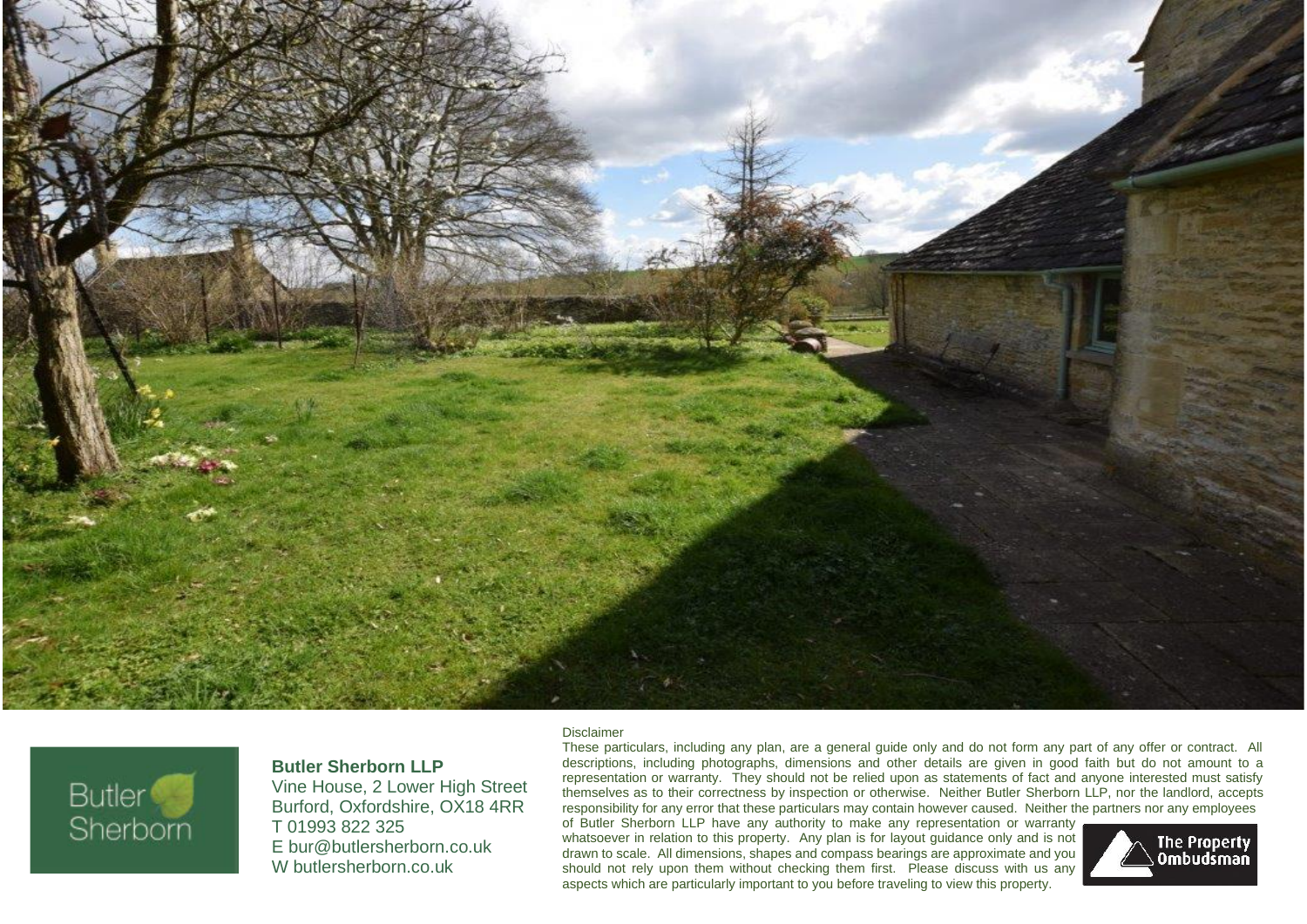**Butler Sherborn LLP**
Vine House, 2 Lower High Street
Burford, Oxfordshire, OX18 4RR
T 01993 822 325
E bur@butlersherborn.co.uk
W butlersherborn.co.uk

Disclaimer

These particulars, including any plan, are a general guide only and do not form any part of any offer or contract. All descriptions, including photographs, dimensions and other details are given in good faith but do not amount to a representation or warranty. They should not be relied upon as statements of fact and anyone interested must satisfy themselves as to their correctness by inspection or otherwise. Neither Butler Sherborn LLP, nor the landlord, accepts responsibility for any error that these particulars may contain however caused. Neither the partners nor any employees of Butler Sherborn LLP have any authority to make any representation or warranty whatsoever in relation to this property. Any plan is for layout guidance only and is not drawn to scale. All dimensions, shapes and compass bearings are approximate and you should not rely upon them without checking them first. Please discuss with us any aspects which are particularly important to you before traveling to view this property.